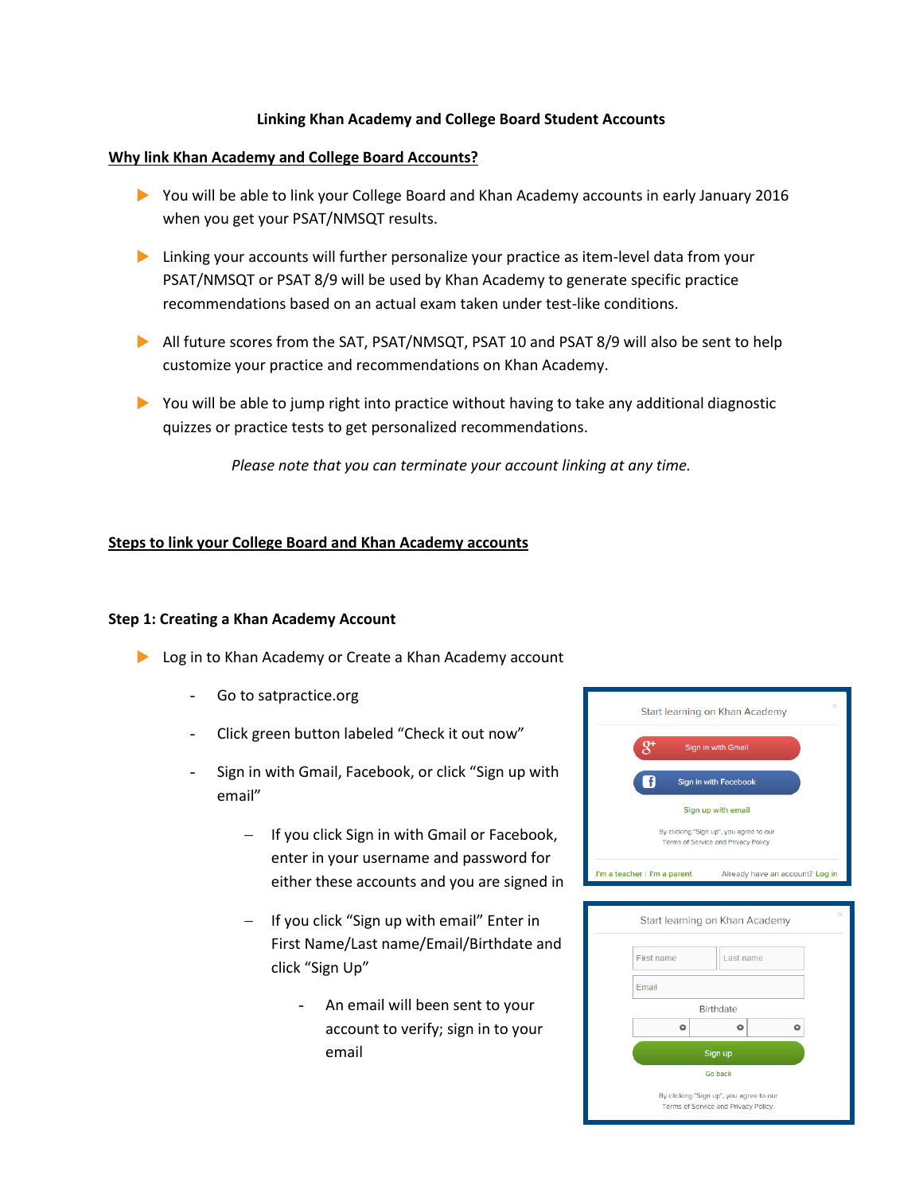**Linking Khan Academy and College Board Student Accounts**

## Why link Khan Academy and College Board Accounts?

- You will be able to link your College Board and Khan Academy accounts in early January 2016 when you get your PSAT/NMSQT results.
- Linking your accounts will further personalize your practice as item-level data from your PSAT/NMSQT or PSAT 8/9 will be used by Khan Academy to generate specific practice recommendations based on an actual exam taken under test-like conditions.
- All future scores from the SAT, PSAT/NMSQT, PSAT 10 and PSAT 8/9 will also be sent to help customize your practice and recommendations on Khan Academy.
- You will be able to jump right into practice without having to take any additional diagnostic quizzes or practice tests to get personalized recommendations.

*Please note that you can terminate your account linking at any time.*

## Steps to link your College Board and Khan Academy accounts

### Step 1: Creating a Khan Academy Account

- Log in to Khan Academy or Create a Khan Academy account
  - Go to satpractice.org
  - Click green button labeled "Check it out now"
  - Sign in with Gmail, Facebook, or click "Sign up with email"
    - If you click Sign in with Gmail or Facebook, enter in your username and password for either these accounts and you are signed in
    - If you click "Sign up with email" Enter in First Name/Last name/Email/Birthdate and click "Sign Up"
      - An email will been sent to your account to verify; sign in to your email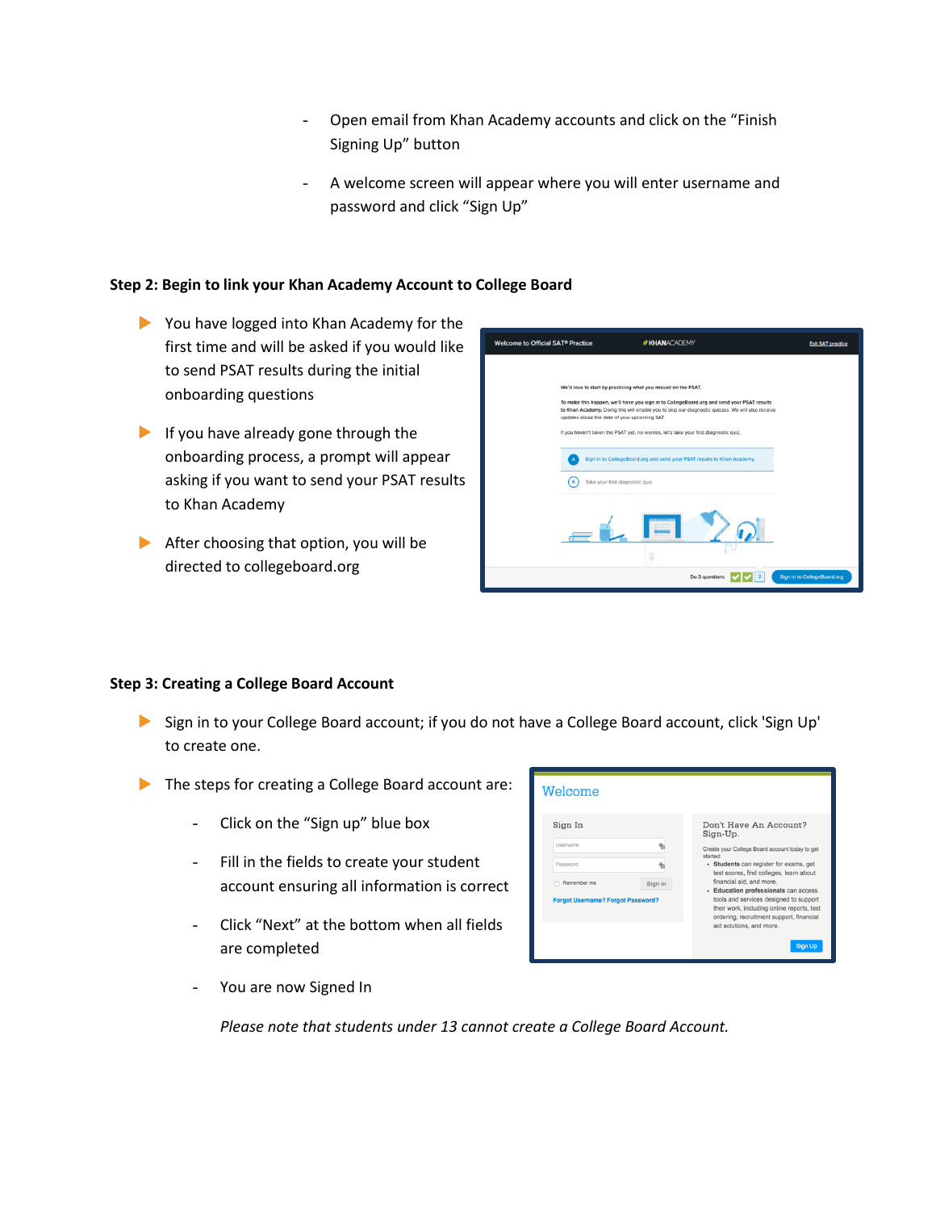- Open email from Khan Academy accounts and click on the "Finish Signing Up" button
- A welcome screen will appear where you will enter username and password and click "Sign Up"

**Step 2: Begin to link your Khan Academy Account to College Board**

- You have logged into Khan Academy for the first time and will be asked if you would like to send PSAT results during the initial onboarding questions
- If you have already gone through the onboarding process, a prompt will appear asking if you want to send your PSAT results to Khan Academy
- After choosing that option, you will be directed to collegeboard.org

**Step 3: Creating a College Board Account**

- Sign in to your College Board account; if you do not have a College Board account, click 'Sign Up' to create one.
- The steps for creating a College Board account are:
  - Click on the "Sign up" blue box
  - Fill in the fields to create your student account ensuring all information is correct
  - Click "Next" at the bottom when all fields are completed
  - You are now Signed In

  *Please note that students under 13 cannot create a College Board Account.*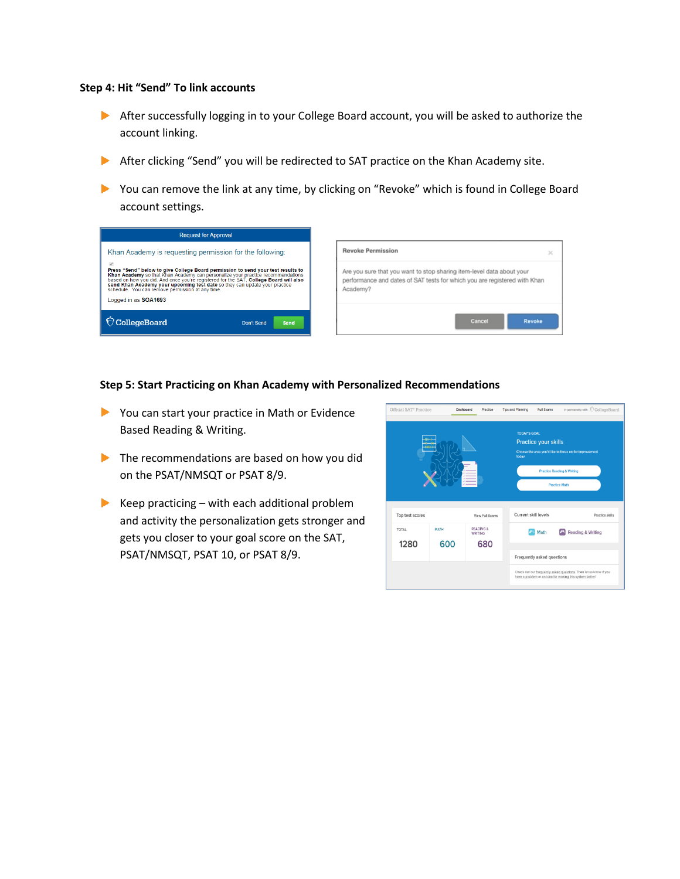**Step 4: Hit "Send" To link accounts**

- After successfully logging in to your College Board account, you will be asked to authorize the account linking.
- After clicking "Send" you will be redirected to SAT practice on the Khan Academy site.
- You can remove the link at any time, by clicking on "Revoke" which is found in College Board account settings.

**Step 5: Start Practicing on Khan Academy with Personalized Recommendations**

- You can start your practice in Math or Evidence Based Reading & Writing.
- The recommendations are based on how you did on the PSAT/NMSQT or PSAT 8/9.
- Keep practicing – with each additional problem and activity the personalization gets stronger and gets you closer to your goal score on the SAT, PSAT/NMSQT, PSAT 10, or PSAT 8/9.